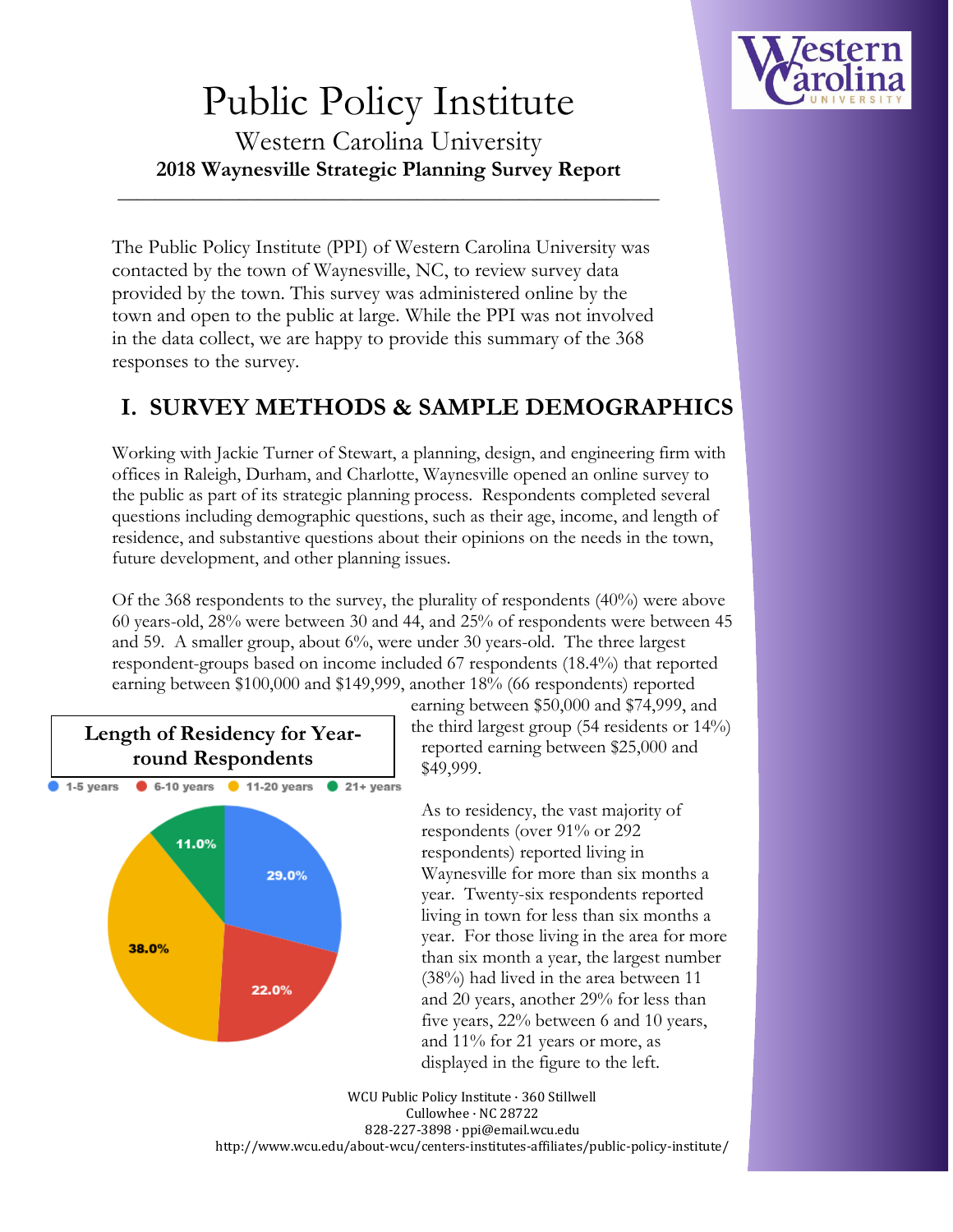# Public Policy Institute

Western Carolina University

**2018 Waynesville Strategic Planning Survey Report**

---

The Public Policy Institute (PPI) of Western Carolina University was contacted by the town of Waynesville, NC, to review survey data provided by the town. This survey was administered online by the town and open to the public at large. While the PPI was not involved in the data collect, we are happy to provide this summary of the 368 responses to the survey.

## I. SURVEY METHODS & SAMPLE DEMOGRAPHICS

Working with Jackie Turner of Stewart, a planning, design, and engineering firm with offices in Raleigh, Durham, and Charlotte, Waynesville opened an online survey to the public as part of its strategic planning process. Respondents completed several questions including demographic questions, such as their age, income, and length of residence, and substantive questions about their opinions on the needs in the town, future development, and other planning issues.

Of the 368 respondents to the survey, the plurality of respondents (40%) were above 60 years-old, 28% were between 30 and 44, and 25% of respondents were between 45 and 59. A smaller group, about 6%, were under 30 years-old. The three largest respondent-groups based on income included 67 respondents (18.4%) that reported earning between $100,000 and $149,999, another 18% (66 respondents) reported earning between $50,000 and $74,999, and the third largest group (54 residents or 14%) reported earning between $25,000 and $49,999.

**Length of Residency for Year-round Respondents**

| Length of Residency | Percent |
|---|---|
| 1-5 years | 29.0% |
| 6-10 years | 22.0% |
| 11-20 years | 38.0% |
| 21+ years | 11.0% |

As to residency, the vast majority of respondents (over 91% or 292 respondents) reported living in Waynesville for more than six months a year. Twenty-six respondents reported living in town for less than six months a year. For those living in the area for more than six month a year, the largest number (38%) had lived in the area between 11 and 20 years, another 29% for less than five years, 22% between 6 and 10 years, and 11% for 21 years or more, as displayed in the figure to the left.

WCU Public Policy Institute · 360 Stillwell
Cullowhee · NC 28722
828-227-3898 · ppi@email.wcu.edu
http://www.wcu.edu/about-wcu/centers-institutes-affiliates/public-policy-institute/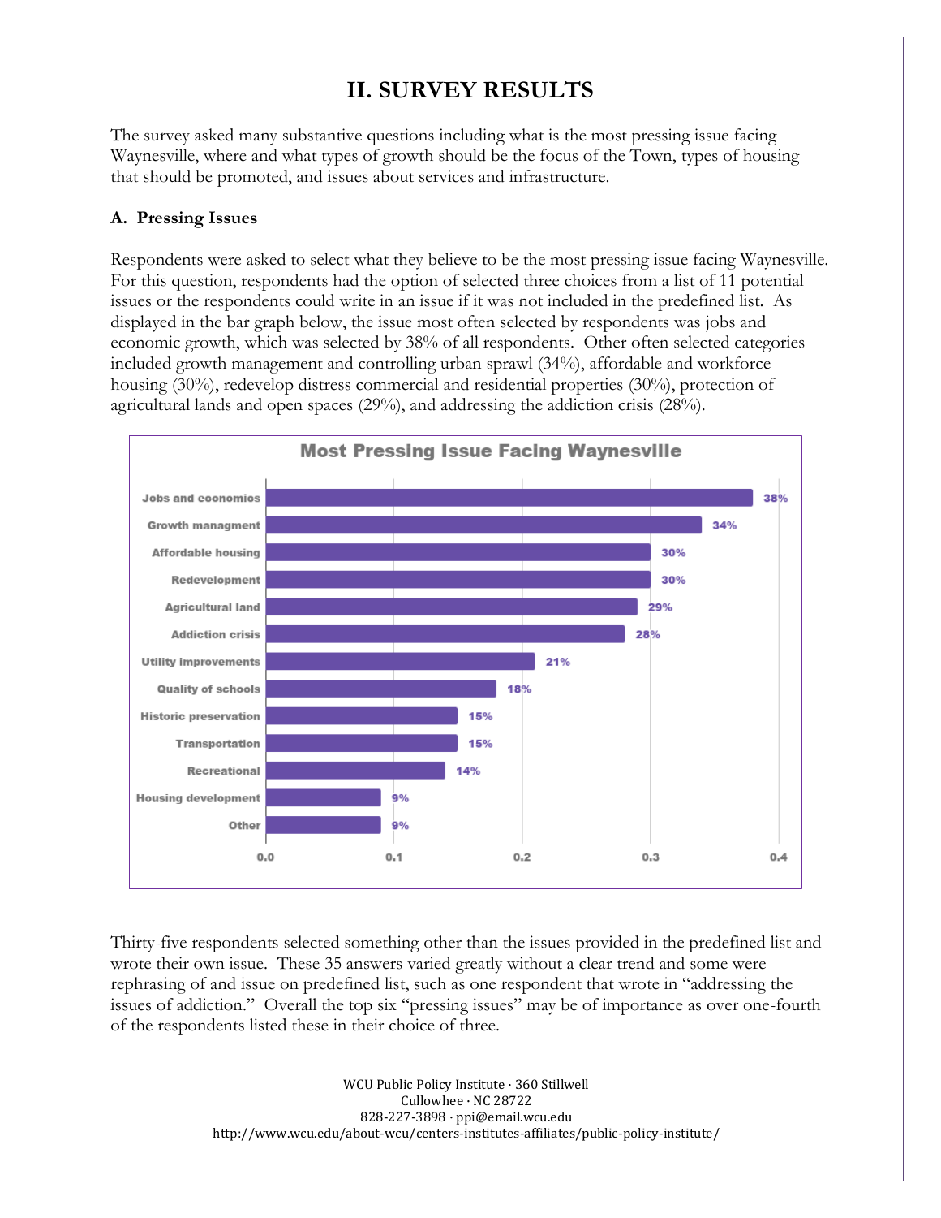# II. SURVEY RESULTS

The survey asked many substantive questions including what is the most pressing issue facing Waynesville, where and what types of growth should be the focus of the Town, types of housing that should be promoted, and issues about services and infrastructure.

### A. Pressing Issues

Respondents were asked to select what they believe to be the most pressing issue facing Waynesville. For this question, respondents had the option of selected three choices from a list of 11 potential issues or the respondents could write in an issue if it was not included in the predefined list. As displayed in the bar graph below, the issue most often selected by respondents was jobs and economic growth, which was selected by 38% of all respondents. Other often selected categories included growth management and controlling urban sprawl (34%), affordable and workforce housing (30%), redevelop distress commercial and residential properties (30%), protection of agricultural lands and open spaces (29%), and addressing the addiction crisis (28%).

**Most Pressing Issue Facing Waynesville**

| Issue | Percent |
|---|---|
| Jobs and economics | 38% |
| Growth managment | 34% |
| Affordable housing | 30% |
| Redevelopment | 30% |
| Agricultural land | 29% |
| Addiction crisis | 28% |
| Utility improvements | 21% |
| Quality of schools | 18% |
| Historic preservation | 15% |
| Transportation | 15% |
| Recreational | 14% |
| Housing development | 9% |
| Other | 9% |

Thirty-five respondents selected something other than the issues provided in the predefined list and wrote their own issue. These 35 answers varied greatly without a clear trend and some were rephrasing of and issue on predefined list, such as one respondent that wrote in "addressing the issues of addiction." Overall the top six "pressing issues" may be of importance as over one-fourth of the respondents listed these in their choice of three.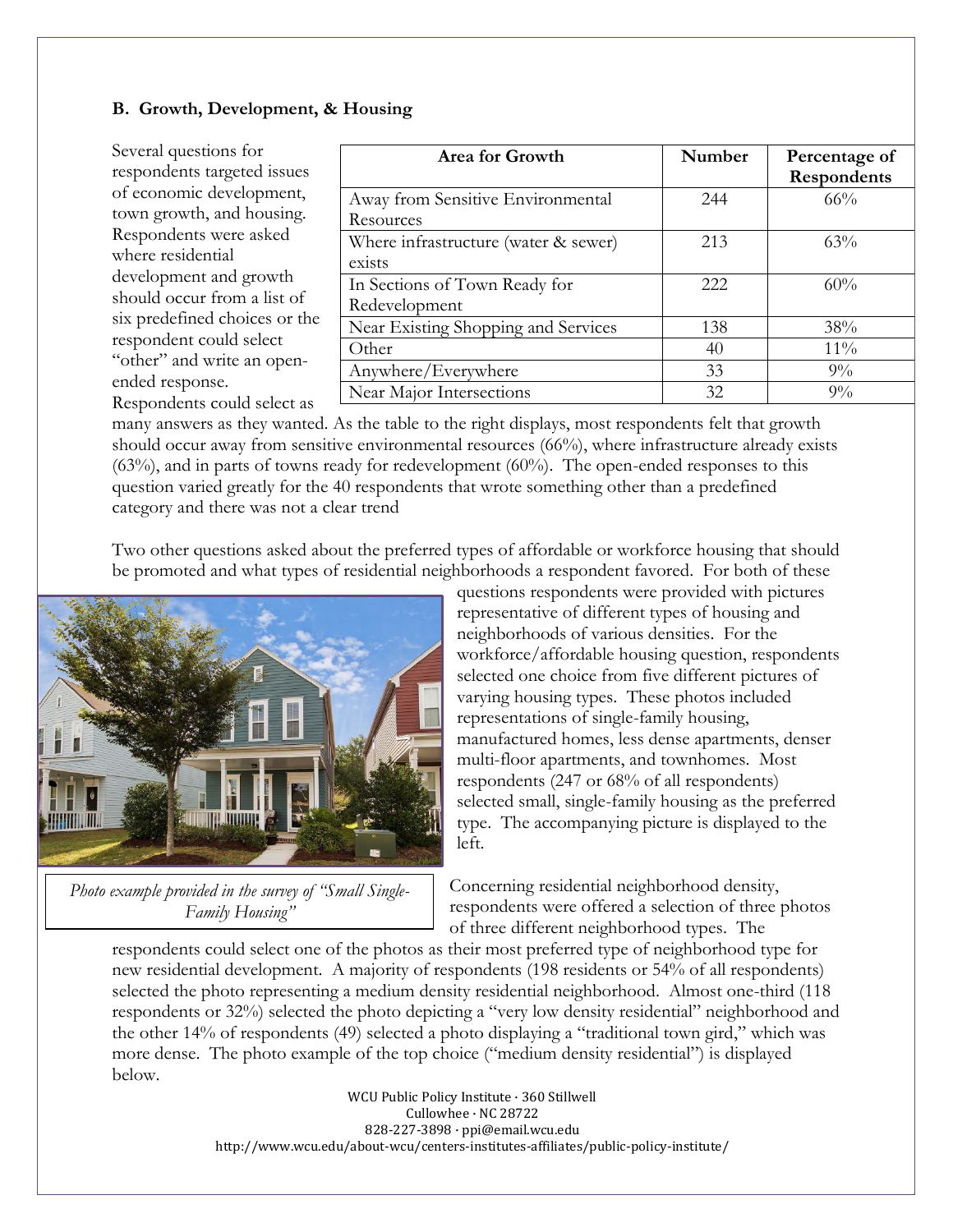**B. Growth, Development, & Housing**

Several questions for respondents targeted issues of economic development, town growth, and housing. Respondents were asked where residential development and growth should occur from a list of six predefined choices or the respondent could select "other" and write an open-ended response. Respondents could select as many answers as they wanted. As the table to the right displays, most respondents felt that growth should occur away from sensitive environmental resources (66%), where infrastructure already exists (63%), and in parts of towns ready for redevelopment (60%). The open-ended responses to this question varied greatly for the 40 respondents that wrote something other than a predefined category and there was not a clear trend

| Area for Growth | Number | Percentage of Respondents |
|---|---|---|
| Away from Sensitive Environmental Resources | 244 | 66% |
| Where infrastructure (water & sewer) exists | 213 | 63% |
| In Sections of Town Ready for Redevelopment | 222 | 60% |
| Near Existing Shopping and Services | 138 | 38% |
| Other | 40 | 11% |
| Anywhere/Everywhere | 33 | 9% |
| Near Major Intersections | 32 | 9% |

Two other questions asked about the preferred types of affordable or workforce housing that should be promoted and what types of residential neighborhoods a respondent favored. For both of these questions respondents were provided with pictures representative of different types of housing and neighborhoods of various densities. For the workforce/affordable housing question, respondents selected one choice from five different pictures of varying housing types. These photos included representations of single-family housing, manufactured homes, less dense apartments, denser multi-floor apartments, and townhomes. Most respondents (247 or 68% of all respondents) selected small, single-family housing as the preferred type. The accompanying picture is displayed to the left.

*Photo example provided in the survey of "Small Single-Family Housing"*

Concerning residential neighborhood density, respondents were offered a selection of three photos of three different neighborhood types. The respondents could select one of the photos as their most preferred type of neighborhood type for new residential development. A majority of respondents (198 residents or 54% of all respondents) selected the photo representing a medium density residential neighborhood. Almost one-third (118 respondents or 32%) selected the photo depicting a "very low density residential" neighborhood and the other 14% of respondents (49) selected a photo displaying a "traditional town gird," which was more dense. The photo example of the top choice ("medium density residential") is displayed below.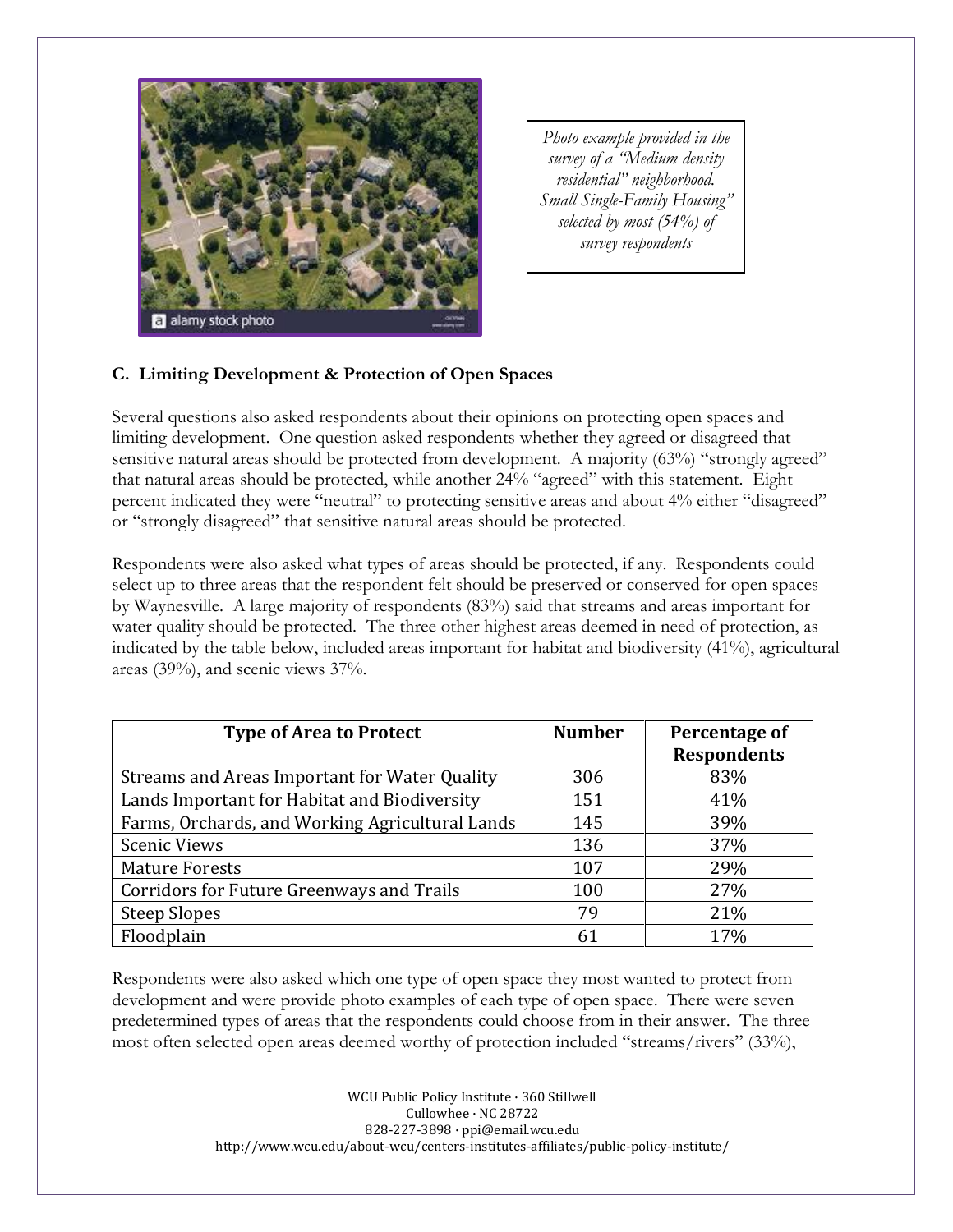*Photo example provided in the survey of a "Medium density residential" neighborhood. Small Single-Family Housing" selected by most (54%) of survey respondents*

### C. Limiting Development & Protection of Open Spaces

Several questions also asked respondents about their opinions on protecting open spaces and limiting development. One question asked respondents whether they agreed or disagreed that sensitive natural areas should be protected from development. A majority (63%) "strongly agreed" that natural areas should be protected, while another 24% "agreed" with this statement. Eight percent indicated they were "neutral" to protecting sensitive areas and about 4% either "disagreed" or "strongly disagreed" that sensitive natural areas should be protected.

Respondents were also asked what types of areas should be protected, if any. Respondents could select up to three areas that the respondent felt should be preserved or conserved for open spaces by Waynesville. A large majority of respondents (83%) said that streams and areas important for water quality should be protected. The three other highest areas deemed in need of protection, as indicated by the table below, included areas important for habitat and biodiversity (41%), agricultural areas (39%), and scenic views 37%.

| Type of Area to Protect | Number | Percentage of Respondents |
| --- | --- | --- |
| Streams and Areas Important for Water Quality | 306 | 83% |
| Lands Important for Habitat and Biodiversity | 151 | 41% |
| Farms, Orchards, and Working Agricultural Lands | 145 | 39% |
| Scenic Views | 136 | 37% |
| Mature Forests | 107 | 29% |
| Corridors for Future Greenways and Trails | 100 | 27% |
| Steep Slopes | 79 | 21% |
| Floodplain | 61 | 17% |

Respondents were also asked which one type of open space they most wanted to protect from development and were provide photo examples of each type of open space. There were seven predetermined types of areas that the respondents could choose from in their answer. The three most often selected open areas deemed worthy of protection included "streams/rivers" (33%),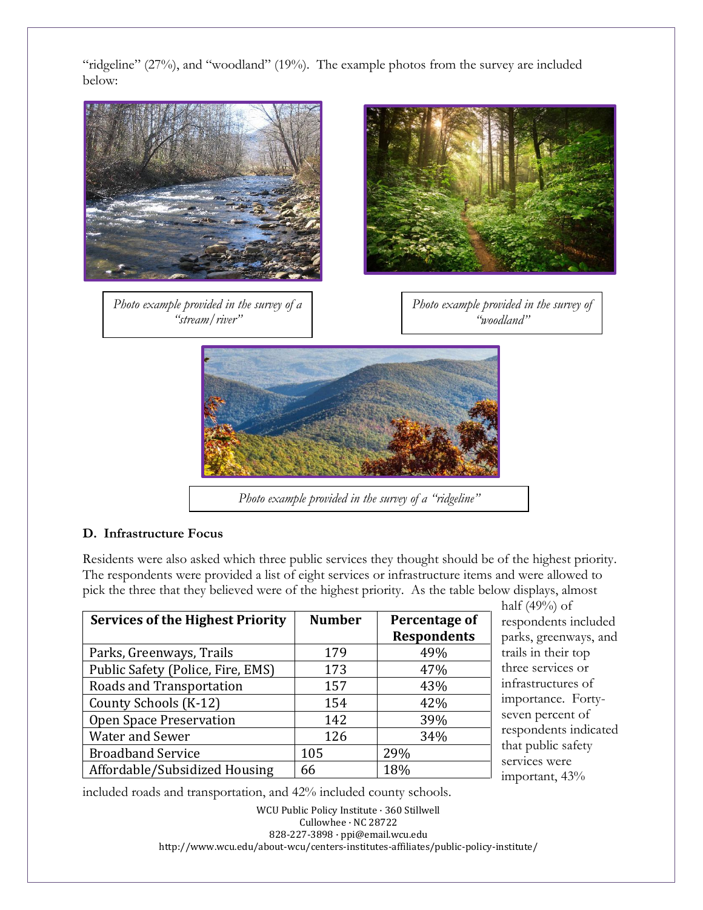"ridgeline" (27%), and "woodland" (19%). The example photos from the survey are included below:

*Photo example provided in the survey of a "stream/river"*

*Photo example provided in the survey of "woodland"*

*Photo example provided in the survey of a "ridgeline"*

**D. Infrastructure Focus**

Residents were also asked which three public services they thought should be of the highest priority. The respondents were provided a list of eight services or infrastructure items and were allowed to pick the three that they believed were of the highest priority. As the table below displays, almost half (49%) of respondents included parks, greenways, and trails in their top three services or infrastructures of importance. Forty-seven percent of respondents indicated that public safety services were important, 43% included roads and transportation, and 42% included county schools.

| Services of the Highest Priority | Number | Percentage of Respondents |
|---|---|---|
| Parks, Greenways, Trails | 179 | 49% |
| Public Safety (Police, Fire, EMS) | 173 | 47% |
| Roads and Transportation | 157 | 43% |
| County Schools (K-12) | 154 | 42% |
| Open Space Preservation | 142 | 39% |
| Water and Sewer | 126 | 34% |
| Broadband Service | 105 | 29% |
| Affordable/Subsidized Housing | 66 | 18% |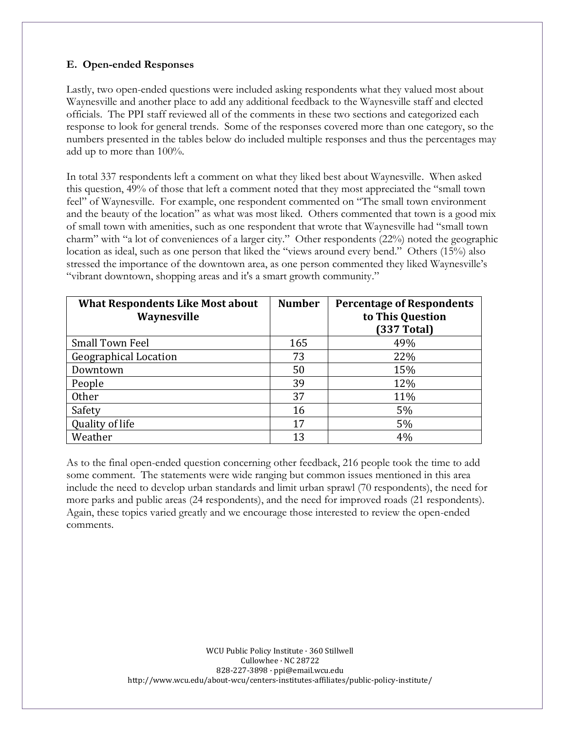### E. Open-ended Responses

Lastly, two open-ended questions were included asking respondents what they valued most about Waynesville and another place to add any additional feedback to the Waynesville staff and elected officials. The PPI staff reviewed all of the comments in these two sections and categorized each response to look for general trends. Some of the responses covered more than one category, so the numbers presented in the tables below do included multiple responses and thus the percentages may add up to more than 100%.

In total 337 respondents left a comment on what they liked best about Waynesville. When asked this question, 49% of those that left a comment noted that they most appreciated the "small town feel" of Waynesville. For example, one respondent commented on "The small town environment and the beauty of the location" as what was most liked. Others commented that town is a good mix of small town with amenities, such as one respondent that wrote that Waynesville had "small town charm" with "a lot of conveniences of a larger city." Other respondents (22%) noted the geographic location as ideal, such as one person that liked the "views around every bend." Others (15%) also stressed the importance of the downtown area, as one person commented they liked Waynesville's "vibrant downtown, shopping areas and it's a smart growth community."

| What Respondents Like Most about Waynesville | Number | Percentage of Respondents to This Question (337 Total) |
|---|---|---|
| Small Town Feel | 165 | 49% |
| Geographical Location | 73 | 22% |
| Downtown | 50 | 15% |
| People | 39 | 12% |
| Other | 37 | 11% |
| Safety | 16 | 5% |
| Quality of life | 17 | 5% |
| Weather | 13 | 4% |

As to the final open-ended question concerning other feedback, 216 people took the time to add some comment. The statements were wide ranging but common issues mentioned in this area include the need to develop urban standards and limit urban sprawl (70 respondents), the need for more parks and public areas (24 respondents), and the need for improved roads (21 respondents). Again, these topics varied greatly and we encourage those interested to review the open-ended comments.

WCU Public Policy Institute · 360 Stillwell
Cullowhee · NC 28722
828-227-3898 · ppi@email.wcu.edu
http://www.wcu.edu/about-wcu/centers-institutes-affiliates/public-policy-institute/